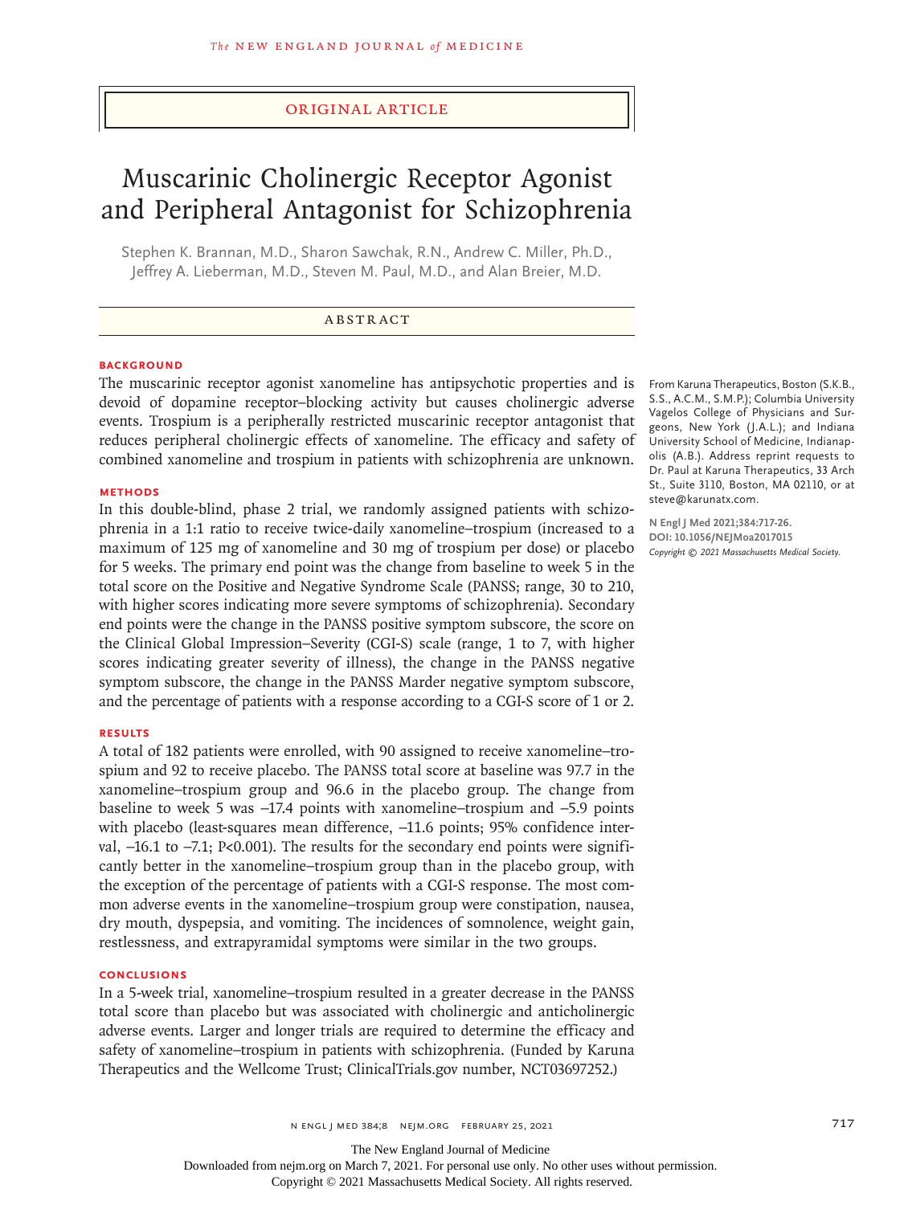Original Article

# Muscarinic Cholinergic Receptor Agonist and Peripheral Antagonist for Schizophrenia

Stephen K. Brannan, M.D., Sharon Sawchak, R.N., Andrew C. Miller, Ph.D., Jeffrey A. Lieberman, M.D., Steven M. Paul, M.D., and Alan Breier, M.D.

## Abstract

### Background

The muscarinic receptor agonist xanomeline has antipsychotic properties and is devoid of dopamine receptor–blocking activity but causes cholinergic adverse events. Trospium is a peripherally restricted muscarinic receptor antagonist that reduces peripheral cholinergic effects of xanomeline. The efficacy and safety of combined xanomeline and trospium in patients with schizophrenia are unknown.

### Methods

In this double-blind, phase 2 trial, we randomly assigned patients with schizophrenia in a 1:1 ratio to receive twice-daily xanomeline–trospium (increased to a maximum of 125 mg of xanomeline and 30 mg of trospium per dose) or placebo for 5 weeks. The primary end point was the change from baseline to week 5 in the total score on the Positive and Negative Syndrome Scale (PANSS; range, 30 to 210, with higher scores indicating more severe symptoms of schizophrenia). Secondary end points were the change in the PANSS positive symptom subscore, the score on the Clinical Global Impression–Severity (CGI-S) scale (range, 1 to 7, with higher scores indicating greater severity of illness), the change in the PANSS negative symptom subscore, the change in the PANSS Marder negative symptom subscore, and the percentage of patients with a response according to a CGI-S score of 1 or 2.

### Results

A total of 182 patients were enrolled, with 90 assigned to receive xanomeline–trospium and 92 to receive placebo. The PANSS total score at baseline was 97.7 in the xanomeline–trospium group and 96.6 in the placebo group. The change from baseline to week 5 was −17.4 points with xanomeline–trospium and −5.9 points with placebo (least-squares mean difference, −11.6 points; 95% confidence interval, −16.1 to −7.1; P<0.001). The results for the secondary end points were significantly better in the xanomeline–trospium group than in the placebo group, with the exception of the percentage of patients with a CGI-S response. The most common adverse events in the xanomeline–trospium group were constipation, nausea, dry mouth, dyspepsia, and vomiting. The incidences of somnolence, weight gain, restlessness, and extrapyramidal symptoms were similar in the two groups.

### Conclusions

In a 5-week trial, xanomeline–trospium resulted in a greater decrease in the PANSS total score than placebo but was associated with cholinergic and anticholinergic adverse events. Larger and longer trials are required to determine the efficacy and safety of xanomeline–trospium in patients with schizophrenia. (Funded by Karuna Therapeutics and the Wellcome Trust; ClinicalTrials.gov number, NCT03697252.)

From Karuna Therapeutics, Boston (S.K.B., S.S., A.C.M., S.M.P.); Columbia University Vagelos College of Physicians and Surgeons, New York (J.A.L.); and Indiana University School of Medicine, Indianapolis (A.B.). Address reprint requests to Dr. Paul at Karuna Therapeutics, 33 Arch St., Suite 3110, Boston, MA 02110, or at steve@karunatx.com.

**N Engl J Med 2021;384:717-26.**
**DOI: 10.1056/NEJMoa2017015**
*Copyright © 2021 Massachusetts Medical Society.*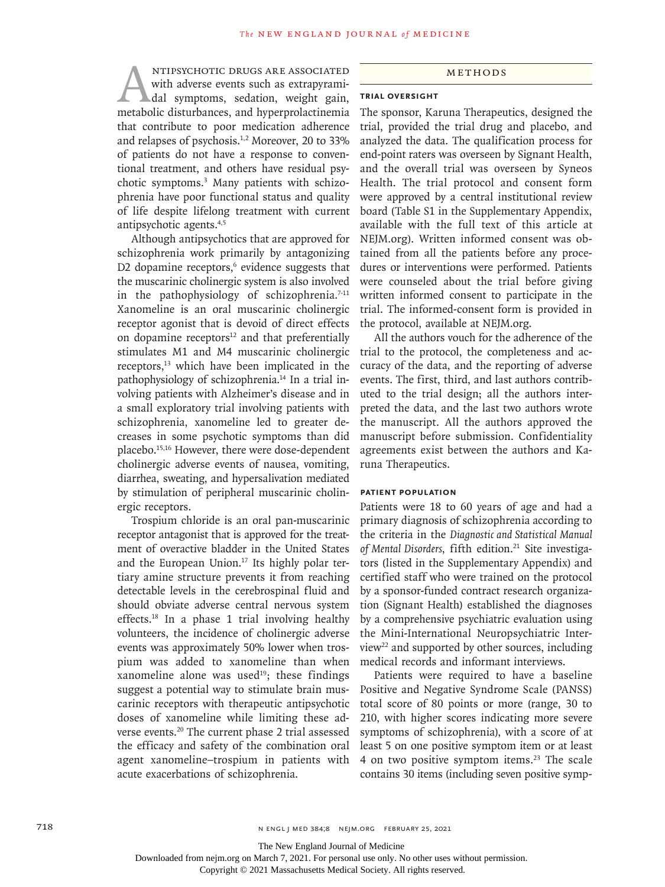Antipsychotic drugs are associated with adverse events such as extrapyramidal symptoms, sedation, weight gain, metabolic disturbances, and hyperprolactinemia that contribute to poor medication adherence and relapses of psychosis.[1,2] Moreover, 20 to 33% of patients do not have a response to conventional treatment, and others have residual psychotic symptoms.[3] Many patients with schizophrenia have poor functional status and quality of life despite lifelong treatment with current antipsychotic agents.[4,5]

Although antipsychotics that are approved for schizophrenia work primarily by antagonizing D2 dopamine receptors,[6] evidence suggests that the muscarinic cholinergic system is also involved in the pathophysiology of schizophrenia.[7-11] Xanomeline is an oral muscarinic cholinergic receptor agonist that is devoid of direct effects on dopamine receptors[12] and that preferentially stimulates M1 and M4 muscarinic cholinergic receptors,[13] which have been implicated in the pathophysiology of schizophrenia.[14] In a trial involving patients with Alzheimer's disease and in a small exploratory trial involving patients with schizophrenia, xanomeline led to greater decreases in some psychotic symptoms than did placebo.[15,16] However, there were dose-dependent cholinergic adverse events of nausea, vomiting, diarrhea, sweating, and hypersalivation mediated by stimulation of peripheral muscarinic cholinergic receptors.

Trospium chloride is an oral pan-muscarinic receptor antagonist that is approved for the treatment of overactive bladder in the United States and the European Union.[17] Its highly polar tertiary amine structure prevents it from reaching detectable levels in the cerebrospinal fluid and should obviate adverse central nervous system effects.[18] In a phase 1 trial involving healthy volunteers, the incidence of cholinergic adverse events was approximately 50% lower when trospium was added to xanomeline than when xanomeline alone was used[19]; these findings suggest a potential way to stimulate brain muscarinic receptors with therapeutic antipsychotic doses of xanomeline while limiting these adverse events.[20] The current phase 2 trial assessed the efficacy and safety of the combination oral agent xanomeline–trospium in patients with acute exacerbations of schizophrenia.

## Methods

### Trial Oversight

The sponsor, Karuna Therapeutics, designed the trial, provided the trial drug and placebo, and analyzed the data. The qualification process for end-point raters was overseen by Signant Health, and the overall trial was overseen by Syneos Health. The trial protocol and consent form were approved by a central institutional review board (Table S1 in the Supplementary Appendix, available with the full text of this article at NEJM.org). Written informed consent was obtained from all the patients before any procedures or interventions were performed. Patients were counseled about the trial before giving written informed consent to participate in the trial. The informed-consent form is provided in the protocol, available at NEJM.org.

All the authors vouch for the adherence of the trial to the protocol, the completeness and accuracy of the data, and the reporting of adverse events. The first, third, and last authors contributed to the trial design; all the authors interpreted the data, and the last two authors wrote the manuscript. All the authors approved the manuscript before submission. Confidentiality agreements exist between the authors and Karuna Therapeutics.

### Patient Population

Patients were 18 to 60 years of age and had a primary diagnosis of schizophrenia according to the criteria in the *Diagnostic and Statistical Manual of Mental Disorders*, fifth edition.[21] Site investigators (listed in the Supplementary Appendix) and certified staff who were trained on the protocol by a sponsor-funded contract research organization (Signant Health) established the diagnoses by a comprehensive psychiatric evaluation using the Mini-International Neuropsychiatric Interview[22] and supported by other sources, including medical records and informant interviews.

Patients were required to have a baseline Positive and Negative Syndrome Scale (PANSS) total score of 80 points or more (range, 30 to 210, with higher scores indicating more severe symptoms of schizophrenia), with a score of at least 5 on one positive symptom item or at least 4 on two positive symptom items.[23] The scale contains 30 items (including seven positive symp-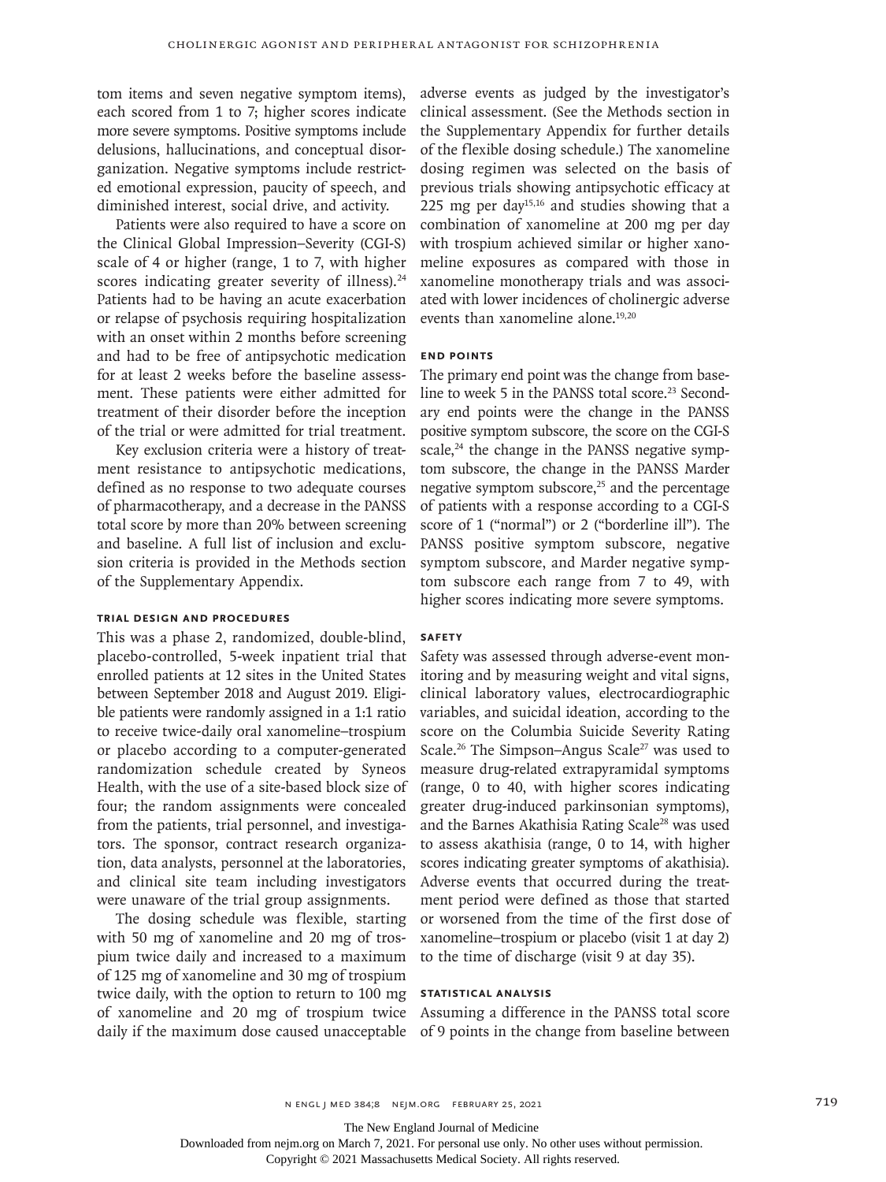tom items and seven negative symptom items), each scored from 1 to 7; higher scores indicate more severe symptoms. Positive symptoms include delusions, hallucinations, and conceptual disorganization. Negative symptoms include restricted emotional expression, paucity of speech, and diminished interest, social drive, and activity.

Patients were also required to have a score on the Clinical Global Impression–Severity (CGI-S) scale of 4 or higher (range, 1 to 7, with higher scores indicating greater severity of illness).[24] Patients had to be having an acute exacerbation or relapse of psychosis requiring hospitalization with an onset within 2 months before screening and had to be free of antipsychotic medication for at least 2 weeks before the baseline assessment. These patients were either admitted for treatment of their disorder before the inception of the trial or were admitted for trial treatment.

Key exclusion criteria were a history of treatment resistance to antipsychotic medications, defined as no response to two adequate courses of pharmacotherapy, and a decrease in the PANSS total score by more than 20% between screening and baseline. A full list of inclusion and exclusion criteria is provided in the Methods section of the Supplementary Appendix.

### Trial Design and Procedures

This was a phase 2, randomized, double-blind, placebo-controlled, 5-week inpatient trial that enrolled patients at 12 sites in the United States between September 2018 and August 2019. Eligible patients were randomly assigned in a 1:1 ratio to receive twice-daily oral xanomeline–trospium or placebo according to a computer-generated randomization schedule created by Syneos Health, with the use of a site-based block size of four; the random assignments were concealed from the patients, trial personnel, and investigators. The sponsor, contract research organization, data analysts, personnel at the laboratories, and clinical site team including investigators were unaware of the trial group assignments.

The dosing schedule was flexible, starting with 50 mg of xanomeline and 20 mg of trospium twice daily and increased to a maximum of 125 mg of xanomeline and 30 mg of trospium twice daily, with the option to return to 100 mg of xanomeline and 20 mg of trospium twice daily if the maximum dose caused unacceptable adverse events as judged by the investigator's clinical assessment. (See the Methods section in the Supplementary Appendix for further details of the flexible dosing schedule.) The xanomeline dosing regimen was selected on the basis of previous trials showing antipsychotic efficacy at 225 mg per day[15,16] and studies showing that a combination of xanomeline at 200 mg per day with trospium achieved similar or higher xanomeline exposures as compared with those in xanomeline monotherapy trials and was associated with lower incidences of cholinergic adverse events than xanomeline alone.[19,20]

### End Points

The primary end point was the change from baseline to week 5 in the PANSS total score.[23] Secondary end points were the change in the PANSS positive symptom subscore, the score on the CGI-S scale,[24] the change in the PANSS negative symptom subscore, the change in the PANSS Marder negative symptom subscore,[25] and the percentage of patients with a response according to a CGI-S score of 1 ("normal") or 2 ("borderline ill"). The PANSS positive symptom subscore, negative symptom subscore, and Marder negative symptom subscore each range from 7 to 49, with higher scores indicating more severe symptoms.

### Safety

Safety was assessed through adverse-event monitoring and by measuring weight and vital signs, clinical laboratory values, electrocardiographic variables, and suicidal ideation, according to the score on the Columbia Suicide Severity Rating Scale.[26] The Simpson–Angus Scale[27] was used to measure drug-related extrapyramidal symptoms (range, 0 to 40, with higher scores indicating greater drug-induced parkinsonian symptoms), and the Barnes Akathisia Rating Scale[28] was used to assess akathisia (range, 0 to 14, with higher scores indicating greater symptoms of akathisia). Adverse events that occurred during the treatment period were defined as those that started or worsened from the time of the first dose of xanomeline–trospium or placebo (visit 1 at day 2) to the time of discharge (visit 9 at day 35).

### Statistical Analysis

Assuming a difference in the PANSS total score of 9 points in the change from baseline between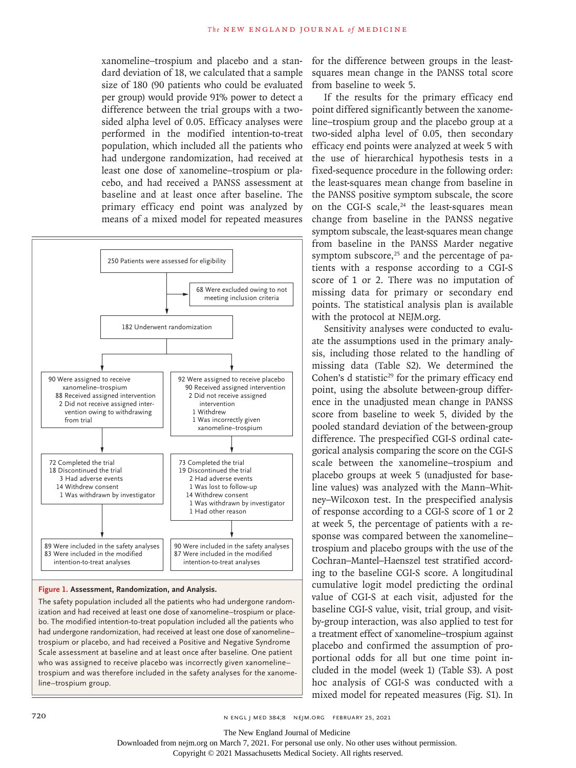xanomeline–trospium and placebo and a standard deviation of 18, we calculated that a sample size of 180 (90 patients who could be evaluated per group) would provide 91% power to detect a difference between the trial groups with a two-sided alpha level of 0.05. Efficacy analyses were performed in the modified intention-to-treat population, which included all the patients who had undergone randomization, had received at least one dose of xanomeline–trospium or placebo, and had received a PANSS assessment at baseline and at least once after baseline. The primary efficacy end point was analyzed by means of a mixed model for repeated measures for the difference between groups in the least-squares mean change in the PANSS total score from baseline to week 5.

250 Patients were assessed for eligibility

→ 68 Were excluded owing to not meeting inclusion criteria

182 Underwent randomization

| Xanomeline–trospium | Placebo |
|---|---|
| 90 Were assigned to receive xanomeline–trospium<br>88 Received assigned intervention<br>2 Did not receive assigned intervention owing to withdrawing from trial | 92 Were assigned to receive placebo<br>90 Received assigned intervention<br>2 Did not receive assigned intervention<br>1 Withdrew<br>1 Was incorrectly given xanomeline–trospium |
| 72 Completed the trial<br>18 Discontinued the trial<br>3 Had adverse events<br>14 Withdrew consent<br>1 Was withdrawn by investigator | 73 Completed the trial<br>19 Discontinued the trial<br>2 Had adverse events<br>1 Was lost to follow-up<br>14 Withdrew consent<br>1 Was withdrawn by investigator<br>1 Had other reason |
| 89 Were included in the safety analyses<br>83 Were included in the modified intention-to-treat analyses | 90 Were included in the safety analyses<br>87 Were included in the modified intention-to-treat analyses |

**Figure 1. Assessment, Randomization, and Analysis.**

The safety population included all the patients who had undergone randomization and had received at least one dose of xanomeline–trospium or placebo. The modified intention-to-treat population included all the patients who had undergone randomization, had received at least one dose of xanomeline–trospium or placebo, and had received a Positive and Negative Syndrome Scale assessment at baseline and at least once after baseline. One patient who was assigned to receive placebo was incorrectly given xanomeline–trospium and was therefore included in the safety analyses for the xanomeline–trospium group.

If the results for the primary efficacy end point differed significantly between the xanomeline–trospium group and the placebo group at a two-sided alpha level of 0.05, then secondary efficacy end points were analyzed at week 5 with the use of hierarchical hypothesis tests in a fixed-sequence procedure in the following order: the least-squares mean change from baseline in the PANSS positive symptom subscale, the score on the CGI-S scale,[24] the least-squares mean change from baseline in the PANSS negative symptom subscale, the least-squares mean change from baseline in the PANSS Marder negative symptom subscore,[25] and the percentage of patients with a response according to a CGI-S score of 1 or 2. There was no imputation of missing data for primary or secondary end points. The statistical analysis plan is available with the protocol at NEJM.org.

Sensitivity analyses were conducted to evaluate the assumptions used in the primary analysis, including those related to the handling of missing data (Table S2). We determined the Cohen's d statistic[29] for the primary efficacy end point, using the absolute between-group difference in the unadjusted mean change in PANSS score from baseline to week 5, divided by the pooled standard deviation of the between-group difference. The prespecified CGI-S ordinal categorical analysis comparing the score on the CGI-S scale between the xanomeline–trospium and placebo groups at week 5 (unadjusted for baseline values) was analyzed with the Mann–Whitney–Wilcoxon test. In the prespecified analysis of response according to a CGI-S score of 1 or 2 at week 5, the percentage of patients with a response was compared between the xanomeline–trospium and placebo groups with the use of the Cochran–Mantel–Haenszel test stratified according to the baseline CGI-S score. A longitudinal cumulative logit model predicting the ordinal value of CGI-S at each visit, adjusted for the baseline CGI-S value, visit, trial group, and visit-by-group interaction, was also applied to test for a treatment effect of xanomeline–trospium against placebo and confirmed the assumption of proportional odds for all but one time point included in the model (week 1) (Table S3). A post hoc analysis of CGI-S was conducted with a mixed model for repeated measures (Fig. S1). In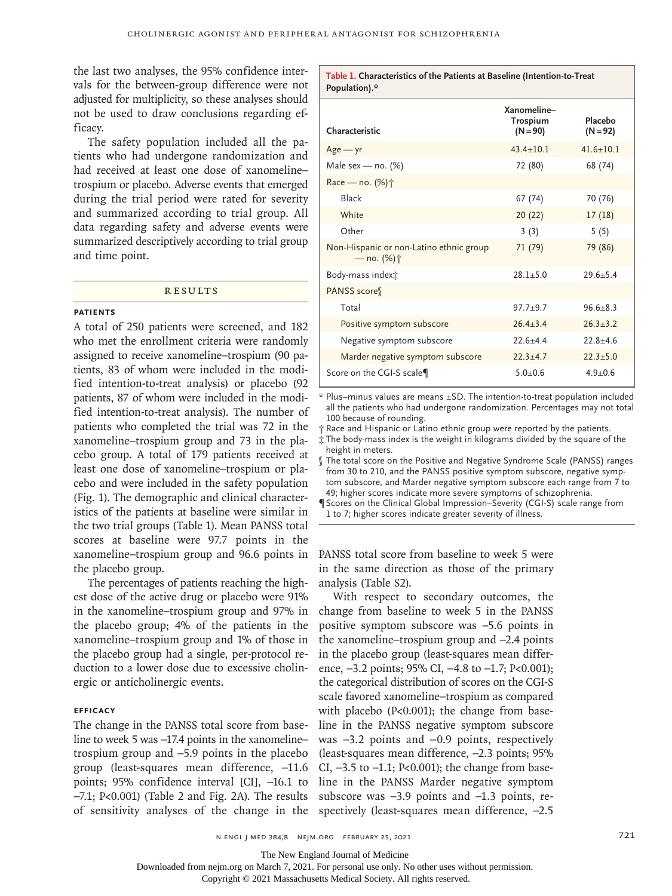the last two analyses, the 95% confidence intervals for the between-group difference were not adjusted for multiplicity, so these analyses should not be used to draw conclusions regarding efficacy.

The safety population included all the patients who had undergone randomization and had received at least one dose of xanomeline–trospium or placebo. Adverse events that emerged during the trial period were rated for severity and summarized according to trial group. All data regarding safety and adverse events were summarized descriptively according to trial group and time point.

## RESULTS

### PATIENTS

A total of 250 patients were screened, and 182 who met the enrollment criteria were randomly assigned to receive xanomeline–trospium (90 patients, 83 of whom were included in the modified intention-to-treat analysis) or placebo (92 patients, 87 of whom were included in the modified intention-to-treat analysis). The number of patients who completed the trial was 72 in the xanomeline–trospium group and 73 in the placebo group. A total of 179 patients received at least one dose of xanomeline–trospium or placebo and were included in the safety population (Fig. 1). The demographic and clinical characteristics of the patients at baseline were similar in the two trial groups (Table 1). Mean PANSS total scores at baseline were 97.7 points in the xanomeline–trospium group and 96.6 points in the placebo group.

The percentages of patients reaching the highest dose of the active drug or placebo were 91% in the xanomeline–trospium group and 97% in the placebo group; 4% of the patients in the xanomeline–trospium group and 1% of those in the placebo group had a single, per-protocol reduction to a lower dose due to excessive cholinergic or anticholinergic events.

**Table 1. Characteristics of the Patients at Baseline (Intention-to-Treat Population).***

| Characteristic | Xanomeline–Trospium (N=90) | Placebo (N=92) |
|---|---|---|
| Age — yr | 43.4±10.1 | 41.6±10.1 |
| Male sex — no. (%) | 72 (80) | 68 (74) |
| Race — no. (%)† | | |
| Black | 67 (74) | 70 (76) |
| White | 20 (22) | 17 (18) |
| Other | 3 (3) | 5 (5) |
| Non-Hispanic or non-Latino ethnic group — no. (%)† | 71 (79) | 79 (86) |
| Body-mass index‡ | 28.1±5.0 | 29.6±5.4 |
| PANSS score§ | | |
| Total | 97.7±9.7 | 96.6±8.3 |
| Positive symptom subscore | 26.4±3.4 | 26.3±3.2 |
| Negative symptom subscore | 22.6±4.4 | 22.8±4.6 |
| Marder negative symptom subscore | 22.3±4.7 | 22.3±5.0 |
| Score on the CGI-S scale¶ | 5.0±0.6 | 4.9±0.6 |

\* Plus–minus values are means ±SD. The intention-to-treat population included all the patients who had undergone randomization. Percentages may not total 100 because of rounding.

† Race and Hispanic or Latino ethnic group were reported by the patients.

‡ The body-mass index is the weight in kilograms divided by the square of the height in meters.

§ The total score on the Positive and Negative Syndrome Scale (PANSS) ranges from 30 to 210, and the PANSS positive symptom subscore, negative symptom subscore, and Marder negative symptom subscore each range from 7 to 49; higher scores indicate more severe symptoms of schizophrenia.

¶ Scores on the Clinical Global Impression–Severity (CGI-S) scale range from 1 to 7; higher scores indicate greater severity of illness.

### EFFICACY

The change in the PANSS total score from baseline to week 5 was −17.4 points in the xanomeline–trospium group and −5.9 points in the placebo group (least-squares mean difference, −11.6 points; 95% confidence interval [CI], −16.1 to −7.1; P<0.001) (Table 2 and Fig. 2A). The results of sensitivity analyses of the change in the PANSS total score from baseline to week 5 were in the same direction as those of the primary analysis (Table S2).

With respect to secondary outcomes, the change from baseline to week 5 in the PANSS positive symptom subscore was −5.6 points in the xanomeline–trospium group and −2.4 points in the placebo group (least-squares mean difference, −3.2 points; 95% CI, −4.8 to −1.7; P<0.001); the categorical distribution of scores on the CGI-S scale favored xanomeline–trospium as compared with placebo (P<0.001); the change from baseline in the PANSS negative symptom subscore was −3.2 points and −0.9 points, respectively (least-squares mean difference, −2.3 points; 95% CI, −3.5 to −1.1; P<0.001); the change from baseline in the PANSS Marder negative symptom subscore was −3.9 points and −1.3 points, respectively (least-squares mean difference, −2.5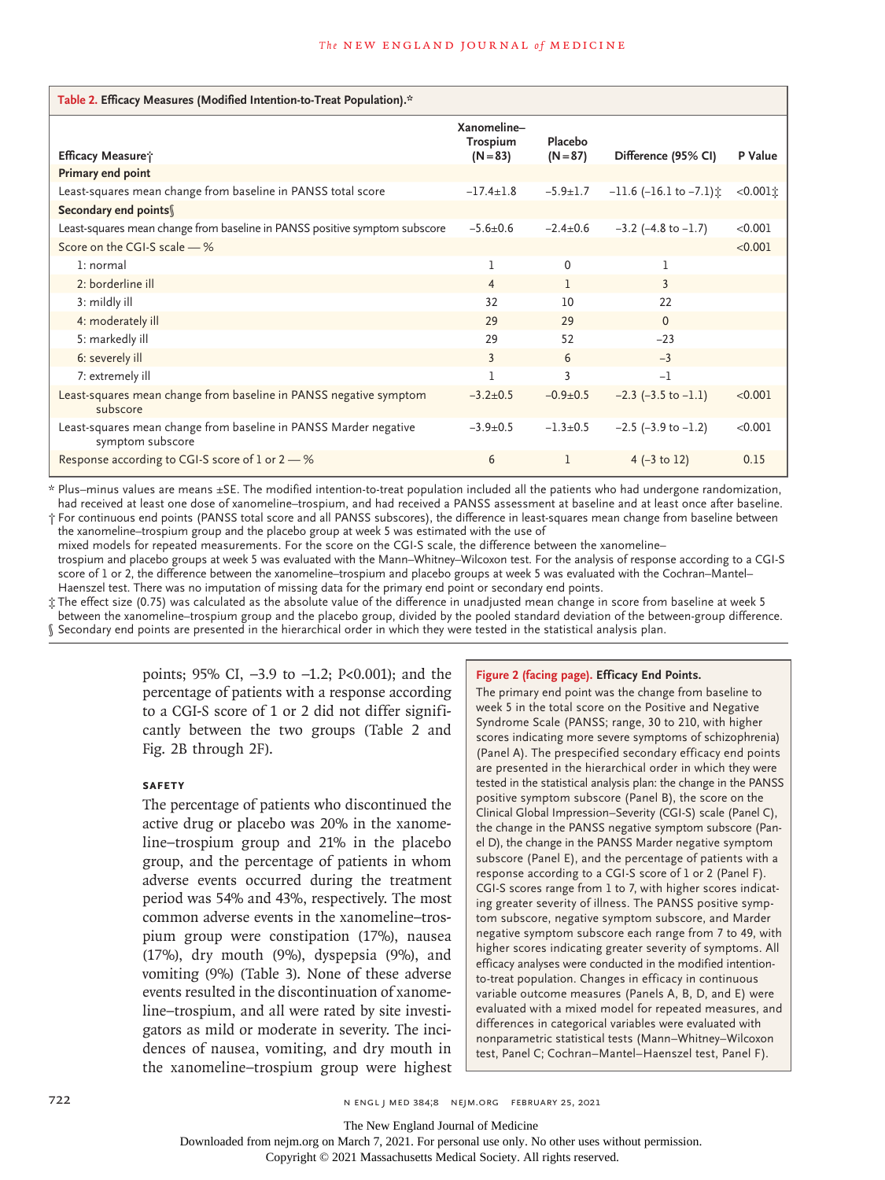**Table 2. Efficacy Measures (Modified Intention-to-Treat Population).***

| Efficacy Measure† | Xanomeline–Trospium (N=83) | Placebo (N=87) | Difference (95% CI) | P Value |
|---|---|---|---|---|
| **Primary end point** | | | | |
| Least-squares mean change from baseline in PANSS total score | −17.4±1.8 | −5.9±1.7 | −11.6 (−16.1 to −7.1)‡ | <0.001‡ |
| **Secondary end points§** | | | | |
| Least-squares mean change from baseline in PANSS positive symptom subscore | −5.6±0.6 | −2.4±0.6 | −3.2 (−4.8 to −1.7) | <0.001 |
| Score on the CGI-S scale — % | | | | <0.001 |
| 1: normal | 1 | 0 | 1 | |
| 2: borderline ill | 4 | 1 | 3 | |
| 3: mildly ill | 32 | 10 | 22 | |
| 4: moderately ill | 29 | 29 | 0 | |
| 5: markedly ill | 29 | 52 | −23 | |
| 6: severely ill | 3 | 6 | −3 | |
| 7: extremely ill | 1 | 3 | −1 | |
| Least-squares mean change from baseline in PANSS negative symptom subscore | −3.2±0.5 | −0.9±0.5 | −2.3 (−3.5 to −1.1) | <0.001 |
| Least-squares mean change from baseline in PANSS Marder negative symptom subscore | −3.9±0.5 | −1.3±0.5 | −2.5 (−3.9 to −1.2) | <0.001 |
| Response according to CGI-S score of 1 or 2 — % | 6 | 1 | 4 (−3 to 12) | 0.15 |

\* Plus–minus values are means ±SE. The modified intention-to-treat population included all the patients who had undergone randomization, had received at least one dose of xanomeline–trospium, and had received a PANSS assessment at baseline and at least once after baseline.

† For continuous end points (PANSS total score and all PANSS subscores), the difference in least-squares mean change from baseline between the xanomeline–trospium group and the placebo group at week 5 was estimated with the use of mixed models for repeated measurements. For the score on the CGI-S scale, the difference between the xanomeline–trospium and placebo groups at week 5 was evaluated with the Mann–Whitney–Wilcoxon test. For the analysis of response according to a CGI-S score of 1 or 2, the difference between the xanomeline–trospium and placebo groups at week 5 was evaluated with the Cochran–Mantel–Haenszel test. There was no imputation of missing data for the primary end point or secondary end points.

‡ The effect size (0.75) was calculated as the absolute value of the difference in unadjusted mean change in score from baseline at week 5 between the xanomeline–trospium group and the placebo group, divided by the pooled standard deviation of the between-group difference.

§ Secondary end points are presented in the hierarchical order in which they were tested in the statistical analysis plan.

points; 95% CI, −3.9 to −1.2; P<0.001); and the percentage of patients with a response according to a CGI-S score of 1 or 2 did not differ significantly between the two groups (Table 2 and Fig. 2B through 2F).

### SAFETY

The percentage of patients who discontinued the active drug or placebo was 20% in the xanomeline–trospium group and 21% in the placebo group, and the percentage of patients in whom adverse events occurred during the treatment period was 54% and 43%, respectively. The most common adverse events in the xanomeline–trospium group were constipation (17%), nausea (17%), dry mouth (9%), dyspepsia (9%), and vomiting (9%) (Table 3). None of these adverse events resulted in the discontinuation of xanomeline–trospium, and all were rated by site investigators as mild or moderate in severity. The incidences of nausea, vomiting, and dry mouth in the xanomeline–trospium group were highest

**Figure 2 (facing page). Efficacy End Points.**

The primary end point was the change from baseline to week 5 in the total score on the Positive and Negative Syndrome Scale (PANSS; range, 30 to 210, with higher scores indicating more severe symptoms of schizophrenia) (Panel A). The prespecified secondary efficacy end points are presented in the hierarchical order in which they were tested in the statistical analysis plan: the change in the PANSS positive symptom subscore (Panel B), the score on the Clinical Global Impression–Severity (CGI-S) scale (Panel C), the change in the PANSS negative symptom subscore (Panel D), the change in the PANSS Marder negative symptom subscore (Panel E), and the percentage of patients with a response according to a CGI-S score of 1 or 2 (Panel F). CGI-S scores range from 1 to 7, with higher scores indicating greater severity of illness. The PANSS positive symptom subscore, negative symptom subscore, and Marder negative symptom subscore each range from 7 to 49, with higher scores indicating greater severity of symptoms. All efficacy analyses were conducted in the modified intention-to-treat population. Changes in efficacy in continuous variable outcome measures (Panels A, B, D, and E) were evaluated with a mixed model for repeated measures, and differences in categorical variables were evaluated with nonparametric statistical tests (Mann–Whitney–Wilcoxon test, Panel C; Cochran–Mantel–Haenszel test, Panel F).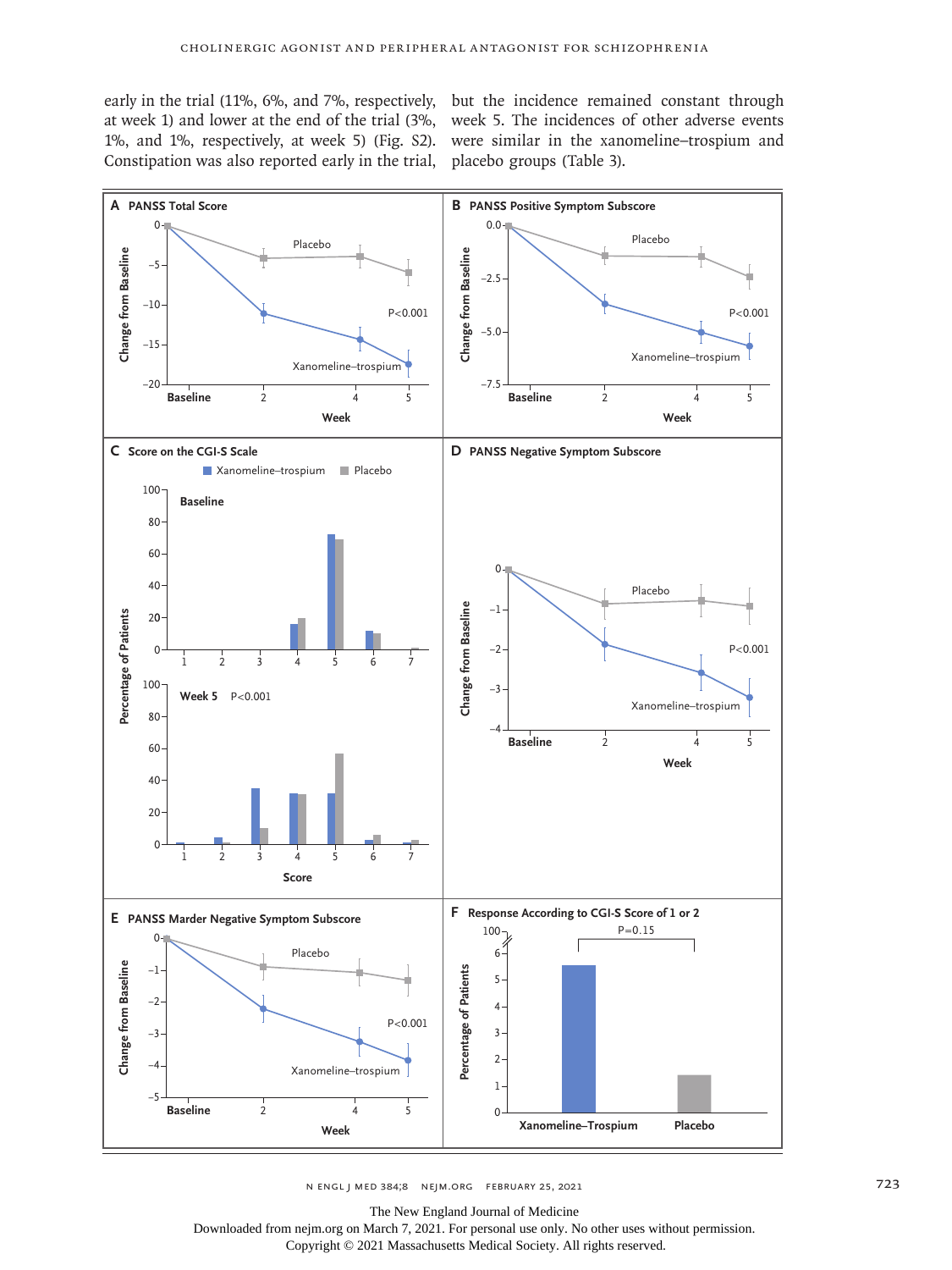early in the trial (11%, 6%, and 7%, respectively, at week 1) and lower at the end of the trial (3%, 1%, and 1%, respectively, at week 5) (Fig. S2). Constipation was also reported early in the trial, but the incidence remained constant through week 5. The incidences of other adverse events were similar in the xanomeline–trospium and placebo groups (Table 3).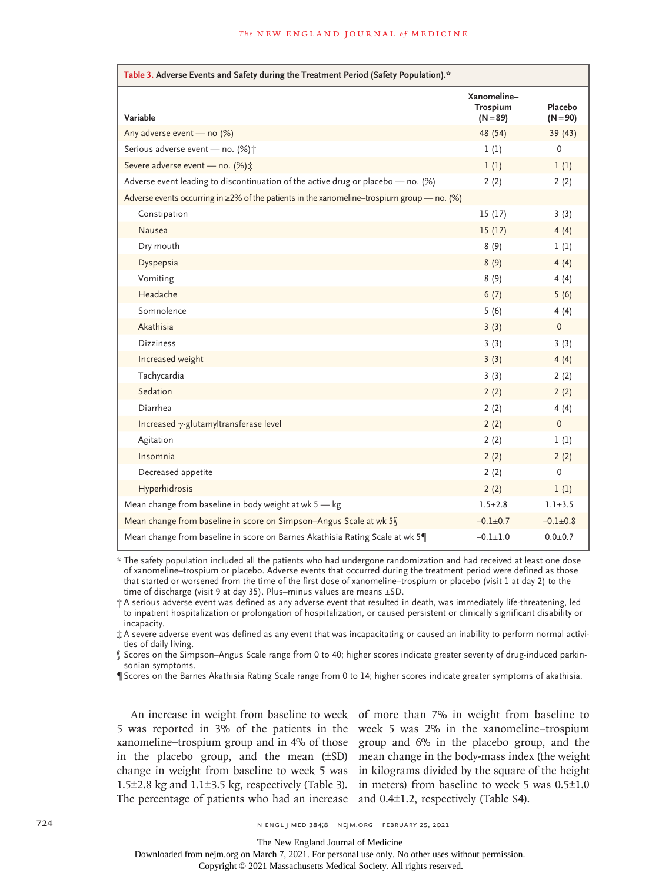**Table 3. Adverse Events and Safety during the Treatment Period (Safety Population).***

| Variable | Xanomeline–Trospium (N=89) | Placebo (N=90) |
|---|---|---|
| Any adverse event — no (%) | 48 (54) | 39 (43) |
| Serious adverse event — no. (%)† | 1 (1) | 0 |
| Severe adverse event — no. (%)‡ | 1 (1) | 1 (1) |
| Adverse event leading to discontinuation of the active drug or placebo — no. (%) | 2 (2) | 2 (2) |
| Adverse events occurring in ≥2% of the patients in the xanomeline–trospium group — no. (%) | | |
| Constipation | 15 (17) | 3 (3) |
| Nausea | 15 (17) | 4 (4) |
| Dry mouth | 8 (9) | 1 (1) |
| Dyspepsia | 8 (9) | 4 (4) |
| Vomiting | 8 (9) | 4 (4) |
| Headache | 6 (7) | 5 (6) |
| Somnolence | 5 (6) | 4 (4) |
| Akathisia | 3 (3) | 0 |
| Dizziness | 3 (3) | 3 (3) |
| Increased weight | 3 (3) | 4 (4) |
| Tachycardia | 3 (3) | 2 (2) |
| Sedation | 2 (2) | 2 (2) |
| Diarrhea | 2 (2) | 4 (4) |
| Increased γ-glutamyltransferase level | 2 (2) | 0 |
| Agitation | 2 (2) | 1 (1) |
| Insomnia | 2 (2) | 2 (2) |
| Decreased appetite | 2 (2) | 0 |
| Hyperhidrosis | 2 (2) | 1 (1) |
| Mean change from baseline in body weight at wk 5 — kg | 1.5±2.8 | 1.1±3.5 |
| Mean change from baseline in score on Simpson–Angus Scale at wk 5§ | −0.1±0.7 | −0.1±0.8 |
| Mean change from baseline in score on Barnes Akathisia Rating Scale at wk 5¶ | −0.1±1.0 | 0.0±0.7 |

\* The safety population included all the patients who had undergone randomization and had received at least one dose of xanomeline–trospium or placebo. Adverse events that occurred during the treatment period were defined as those that started or worsened from the time of the first dose of xanomeline–trospium or placebo (visit 1 at day 2) to the time of discharge (visit 9 at day 35). Plus–minus values are means ±SD.

† A serious adverse event was defined as any adverse event that resulted in death, was immediately life-threatening, led to inpatient hospitalization or prolongation of hospitalization, or caused persistent or clinically significant disability or incapacity.

‡ A severe adverse event was defined as any event that was incapacitating or caused an inability to perform normal activities of daily living.

§ Scores on the Simpson–Angus Scale range from 0 to 40; higher scores indicate greater severity of drug-induced parkinsonian symptoms.

¶ Scores on the Barnes Akathisia Rating Scale range from 0 to 14; higher scores indicate greater symptoms of akathisia.

An increase in weight from baseline to week 5 was reported in 3% of the patients in the xanomeline–trospium group and in 4% of those in the placebo group, and the mean (±SD) change in weight from baseline to week 5 was 1.5±2.8 kg and 1.1±3.5 kg, respectively (Table 3). The percentage of patients who had an increase of more than 7% in weight from baseline to week 5 was 2% in the xanomeline–trospium group and 6% in the placebo group, and the mean change in the body-mass index (the weight in kilograms divided by the square of the height in meters) from baseline to week 5 was 0.5±1.0 and 0.4±1.2, respectively (Table S4).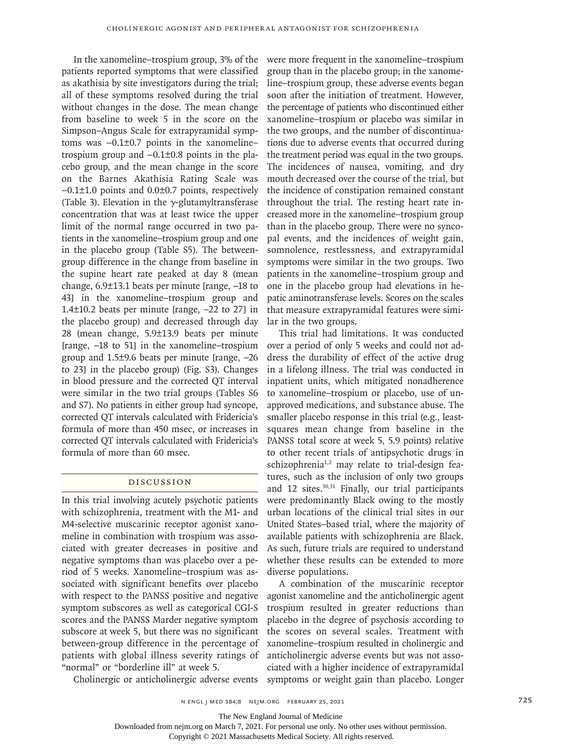In the xanomeline–trospium group, 3% of the patients reported symptoms that were classified as akathisia by site investigators during the trial; all of these symptoms resolved during the trial without changes in the dose. The mean change from baseline to week 5 in the score on the Simpson–Angus Scale for extrapyramidal symptoms was −0.1±0.7 points in the xanomeline–trospium group and −0.1±0.8 points in the placebo group, and the mean change in the score on the Barnes Akathisia Rating Scale was −0.1±1.0 points and 0.0±0.7 points, respectively (Table 3). Elevation in the γ-glutamyltransferase concentration that was at least twice the upper limit of the normal range occurred in two patients in the xanomeline–trospium group and one in the placebo group (Table S5). The between-group difference in the change from baseline in the supine heart rate peaked at day 8 (mean change, 6.9±13.1 beats per minute [range, −18 to 43] in the xanomeline–trospium group and 1.4±10.2 beats per minute [range, −22 to 27] in the placebo group) and decreased through day 28 (mean change, 5.9±13.9 beats per minute [range, −18 to 51] in the xanomeline–trospium group and 1.5±9.6 beats per minute [range, −26 to 23] in the placebo group) (Fig. S3). Changes in blood pressure and the corrected QT interval were similar in the two trial groups (Tables S6 and S7). No patients in either group had syncope, corrected QT intervals calculated with Fridericia's formula of more than 450 msec, or increases in corrected QT intervals calculated with Fridericia's formula of more than 60 msec.

## Discussion

In this trial involving acutely psychotic patients with schizophrenia, treatment with the M1- and M4-selective muscarinic receptor agonist xanomeline in combination with trospium was associated with greater decreases in positive and negative symptoms than was placebo over a period of 5 weeks. Xanomeline–trospium was associated with significant benefits over placebo with respect to the PANSS positive and negative symptom subscores as well as categorical CGI-S scores and the PANSS Marder negative symptom subscore at week 5, but there was no significant between-group difference in the percentage of patients with global illness severity ratings of "normal" or "borderline ill" at week 5.

Cholinergic or anticholinergic adverse events were more frequent in the xanomeline–trospium group than in the placebo group; in the xanomeline–trospium group, these adverse events began soon after the initiation of treatment. However, the percentage of patients who discontinued either xanomeline–trospium or placebo was similar in the two groups, and the number of discontinuations due to adverse events that occurred during the treatment period was equal in the two groups. The incidences of nausea, vomiting, and dry mouth decreased over the course of the trial, but the incidence of constipation remained constant throughout the trial. The resting heart rate increased more in the xanomeline–trospium group than in the placebo group. There were no syncopal events, and the incidences of weight gain, somnolence, restlessness, and extrapyramidal symptoms were similar in the two groups. Two patients in the xanomeline–trospium group and one in the placebo group had elevations in hepatic aminotransferase levels. Scores on the scales that measure extrapyramidal features were similar in the two groups.

This trial had limitations. It was conducted over a period of only 5 weeks and could not address the durability of effect of the active drug in a lifelong illness. The trial was conducted in inpatient units, which mitigated nonadherence to xanomeline–trospium or placebo, use of unapproved medications, and substance abuse. The smaller placebo response in this trial (e.g., least-squares mean change from baseline in the PANSS total score at week 5, 5.9 points) relative to other recent trials of antipsychotic drugs in schizophrenia[1,2] may relate to trial-design features, such as the inclusion of only two groups and 12 sites.[30,31] Finally, our trial participants were predominantly Black owing to the mostly urban locations of the clinical trial sites in our United States–based trial, where the majority of available patients with schizophrenia are Black. As such, future trials are required to understand whether these results can be extended to more diverse populations.

A combination of the muscarinic receptor agonist xanomeline and the anticholinergic agent trospium resulted in greater reductions than placebo in the degree of psychosis according to the scores on several scales. Treatment with xanomeline–trospium resulted in cholinergic and anticholinergic adverse events but was not associated with a higher incidence of extrapyramidal symptoms or weight gain than placebo. Longer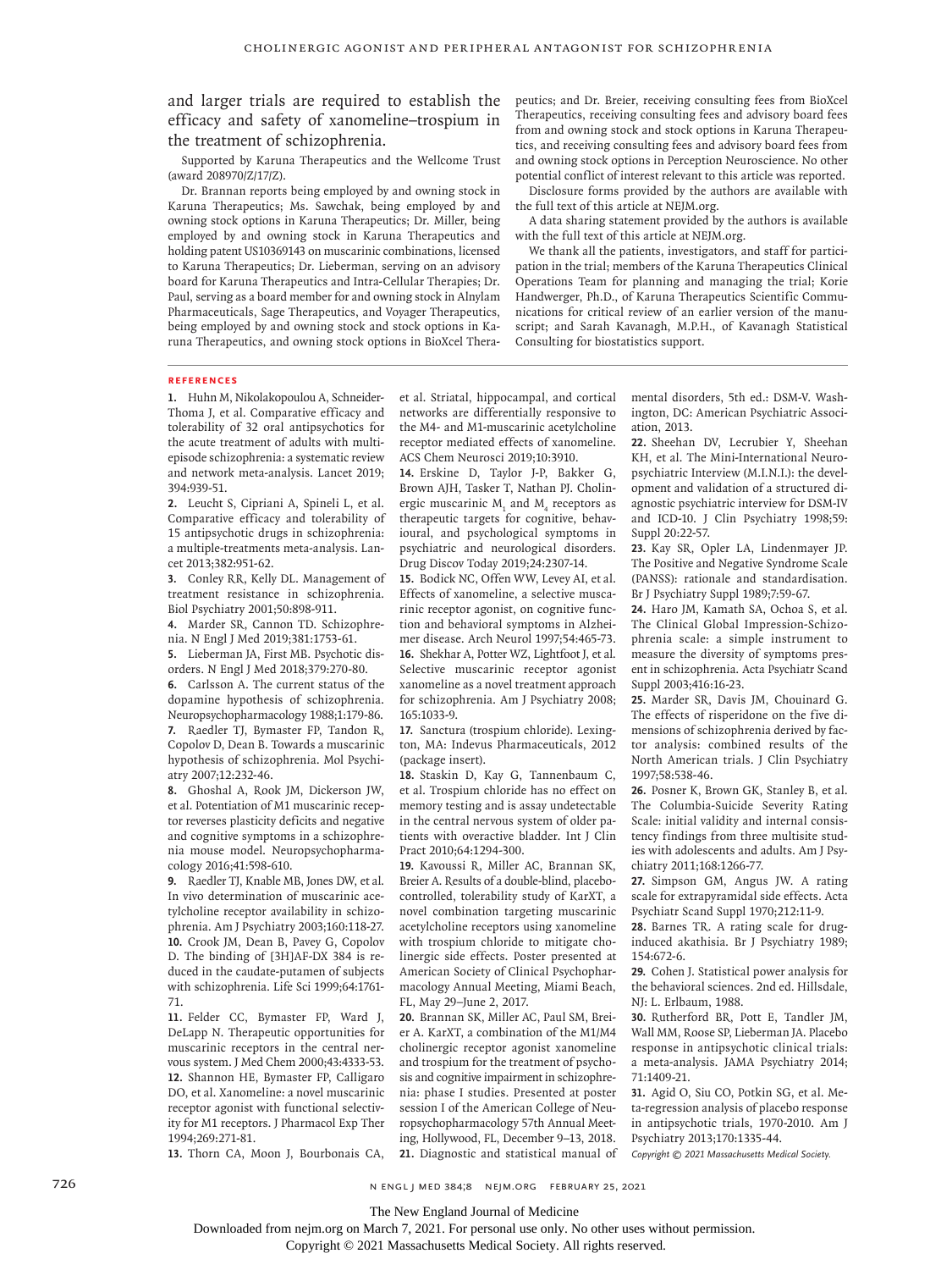and larger trials are required to establish the efficacy and safety of xanomeline–trospium in the treatment of schizophrenia.

Supported by Karuna Therapeutics and the Wellcome Trust (award 208970/Z/17/Z).

Dr. Brannan reports being employed by and owning stock in Karuna Therapeutics; Ms. Sawchak, being employed by and owning stock options in Karuna Therapeutics; Dr. Miller, being employed by and owning stock in Karuna Therapeutics and holding patent US10369143 on muscarinic combinations, licensed to Karuna Therapeutics; Dr. Lieberman, serving on an advisory board for Karuna Therapeutics and Intra-Cellular Therapies; Dr. Paul, serving as a board member for and owning stock in Alnylam Pharmaceuticals, Sage Therapeutics, and Voyager Therapeutics, being employed by and owning stock and stock options in Karuna Therapeutics, and owning stock options in BioXcel Therapeutics; and Dr. Breier, receiving consulting fees from BioXcel Therapeutics, receiving consulting fees and advisory board fees from and owning stock and stock options in Karuna Therapeutics, and receiving consulting fees and advisory board fees from and owning stock options in Perception Neuroscience. No other potential conflict of interest relevant to this article was reported.

Disclosure forms provided by the authors are available with the full text of this article at NEJM.org.

A data sharing statement provided by the authors is available with the full text of this article at NEJM.org.

We thank all the patients, investigators, and staff for participation in the trial; members of the Karuna Therapeutics Clinical Operations Team for planning and managing the trial; Korie Handwerger, Ph.D., of Karuna Therapeutics Scientific Communications for critical review of an earlier version of the manuscript; and Sarah Kavanagh, M.P.H., of Kavanagh Statistical Consulting for biostatistics support.

## REFERENCES

1. Huhn M, Nikolakopoulou A, Schneider-Thoma J, et al. Comparative efficacy and tolerability of 32 oral antipsychotics for the acute treatment of adults with multi-episode schizophrenia: a systematic review and network meta-analysis. Lancet 2019; 394:939-51.
2. Leucht S, Cipriani A, Spineli L, et al. Comparative efficacy and tolerability of 15 antipsychotic drugs in schizophrenia: a multiple-treatments meta-analysis. Lancet 2013;382:951-62.
3. Conley RR, Kelly DL. Management of treatment resistance in schizophrenia. Biol Psychiatry 2001;50:898-911.
4. Marder SR, Cannon TD. Schizophrenia. N Engl J Med 2019;381:1753-61.
5. Lieberman JA, First MB. Psychotic disorders. N Engl J Med 2018;379:270-80.
6. Carlsson A. The current status of the dopamine hypothesis of schizophrenia. Neuropsychopharmacology 1988;1:179-86.
7. Raedler TJ, Bymaster FP, Tandon R, Copolov D, Dean B. Towards a muscarinic hypothesis of schizophrenia. Mol Psychiatry 2007;12:232-46.
8. Ghoshal A, Rook JM, Dickerson JW, et al. Potentiation of M1 muscarinic receptor reverses plasticity deficits and negative and cognitive symptoms in a schizophrenia mouse model. Neuropsychopharmacology 2016;41:598-610.
9. Raedler TJ, Knable MB, Jones DW, et al. In vivo determination of muscarinic acetylcholine receptor availability in schizophrenia. Am J Psychiatry 2003;160:118-27.
10. Crook JM, Dean B, Pavey G, Copolov D. The binding of [3H]AF-DX 384 is reduced in the caudate-putamen of subjects with schizophrenia. Life Sci 1999;64:1761-71.
11. Felder CC, Bymaster FP, Ward J, DeLapp N. Therapeutic opportunities for muscarinic receptors in the central nervous system. J Med Chem 2000;43:4333-53.
12. Shannon HE, Bymaster FP, Calligaro DO, et al. Xanomeline: a novel muscarinic receptor agonist with functional selectivity for M1 receptors. J Pharmacol Exp Ther 1994;269:271-81.
13. Thorn CA, Moon J, Bourbonais CA, et al. Striatal, hippocampal, and cortical networks are differentially responsive to the M4- and M1-muscarinic acetylcholine receptor mediated effects of xanomeline. ACS Chem Neurosci 2019;10:3910.
14. Erskine D, Taylor J-P, Bakker G, Brown AJH, Tasker T, Nathan PJ. Cholinergic muscarinic $M_1$ and $M_4$ receptors as therapeutic targets for cognitive, behavioural, and psychological symptoms in psychiatric and neurological disorders. Drug Discov Today 2019;24:2307-14.
15. Bodick NC, Offen WW, Levey AI, et al. Effects of xanomeline, a selective muscarinic receptor agonist, on cognitive function and behavioral symptoms in Alzheimer disease. Arch Neurol 1997;54:465-73.
16. Shekhar A, Potter WZ, Lightfoot J, et al. Selective muscarinic receptor agonist xanomeline as a novel treatment approach for schizophrenia. Am J Psychiatry 2008; 165:1033-9.
17. Sanctura (trospium chloride). Lexington, MA: Indevus Pharmaceuticals, 2012 (package insert).
18. Staskin D, Kay G, Tannenbaum C, et al. Trospium chloride has no effect on memory testing and is assay undetectable in the central nervous system of older patients with overactive bladder. Int J Clin Pract 2010;64:1294-300.
19. Kavoussi R, Miller AC, Brannan SK, Breier A. Results of a double-blind, placebo-controlled, tolerability study of KarXT, a novel combination targeting muscarinic acetylcholine receptors using xanomeline with trospium chloride to mitigate cholinergic side effects. Poster presented at American Society of Clinical Psychopharmacology Annual Meeting, Miami Beach, FL, May 29–June 2, 2017.
20. Brannan SK, Miller AC, Paul SM, Breier A. KarXT, a combination of the M1/M4 cholinergic receptor agonist xanomeline and trospium for the treatment of psychosis and cognitive impairment in schizophrenia: phase I studies. Presented at poster session I of the American College of Neuropsychopharmacology 57th Annual Meeting, Hollywood, FL, December 9–13, 2018.
21. Diagnostic and statistical manual of mental disorders, 5th ed.: DSM-V. Washington, DC: American Psychiatric Association, 2013.
22. Sheehan DV, Lecrubier Y, Sheehan KH, et al. The Mini-International Neuropsychiatric Interview (M.I.N.I.): the development and validation of a structured diagnostic psychiatric interview for DSM-IV and ICD-10. J Clin Psychiatry 1998;59: Suppl 20:22-57.
23. Kay SR, Opler LA, Lindenmayer JP. The Positive and Negative Syndrome Scale (PANSS): rationale and standardisation. Br J Psychiatry Suppl 1989;7:59-67.
24. Haro JM, Kamath SA, Ochoa S, et al. The Clinical Global Impression-Schizophrenia scale: a simple instrument to measure the diversity of symptoms present in schizophrenia. Acta Psychiatr Scand Suppl 2003;416:16-23.
25. Marder SR, Davis JM, Chouinard G. The effects of risperidone on the five dimensions of schizophrenia derived by factor analysis: combined results of the North American trials. J Clin Psychiatry 1997;58:538-46.
26. Posner K, Brown GK, Stanley B, et al. The Columbia-Suicide Severity Rating Scale: initial validity and internal consistency findings from three multisite studies with adolescents and adults. Am J Psychiatry 2011;168:1266-77.
27. Simpson GM, Angus JW. A rating scale for extrapyramidal side effects. Acta Psychiatr Scand Suppl 1970;212:11-9.
28. Barnes TR. A rating scale for drug-induced akathisia. Br J Psychiatry 1989; 154:672-6.
29. Cohen J. Statistical power analysis for the behavioral sciences. 2nd ed. Hillsdale, NJ: L. Erlbaum, 1988.
30. Rutherford BR, Pott E, Tandler JM, Wall MM, Roose SP, Lieberman JA. Placebo response in antipsychotic clinical trials: a meta-analysis. JAMA Psychiatry 2014; 71:1409-21.
31. Agid O, Siu CO, Potkin SG, et al. Meta-regression analysis of placebo response in antipsychotic trials, 1970-2010. Am J Psychiatry 2013;170:1335-44.

*Copyright © 2021 Massachusetts Medical Society.*